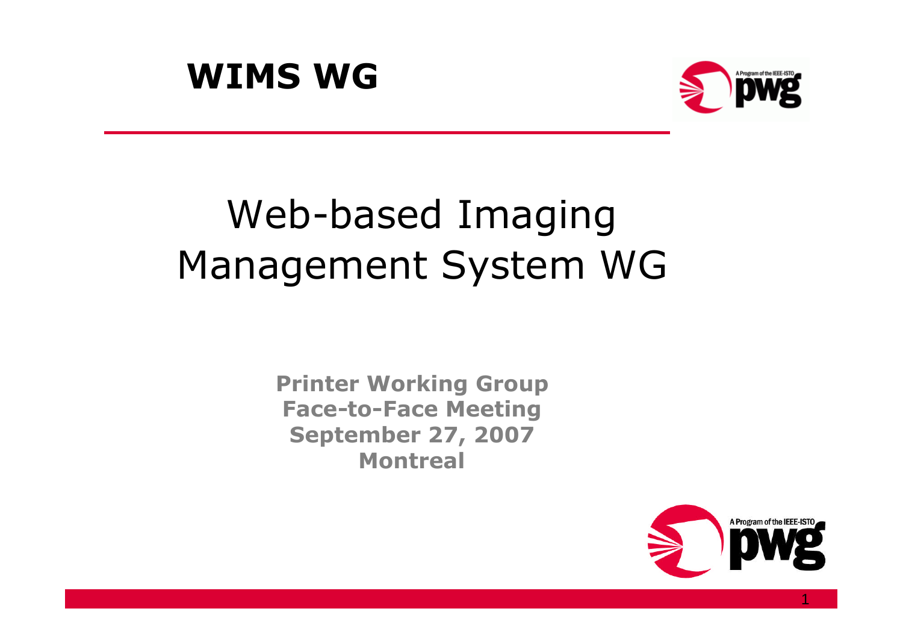# WIMS WG

## Web-based Imaging Management System WG

**Printer Working Group**
**Face-to-Face Meeting**
**September 27, 2007**
**Montreal**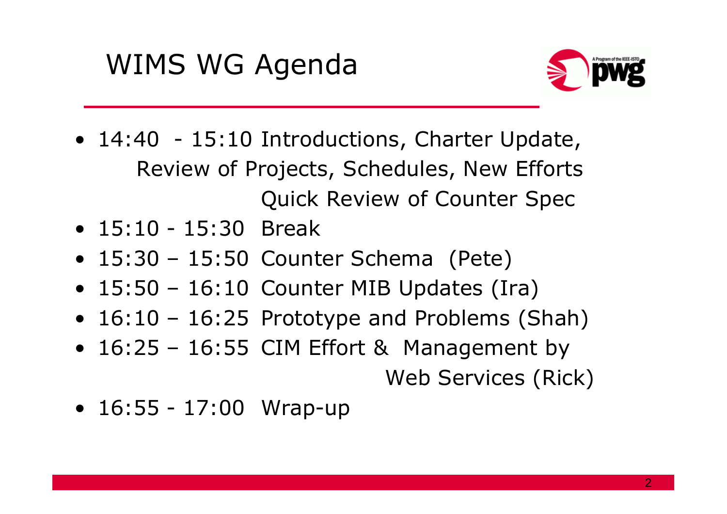# WIMS WG Agenda

- 14:40 - 15:10 Introductions, Charter Update, Review of Projects, Schedules, New Efforts Quick Review of Counter Spec
- 15:10 - 15:30 Break
- 15:30 – 15:50 Counter Schema (Pete)
- 15:50 – 16:10 Counter MIB Updates (Ira)
- 16:10 – 16:25 Prototype and Problems (Shah)
- 16:25 – 16:55 CIM Effort & Management by Web Services (Rick)
- 16:55 - 17:00 Wrap-up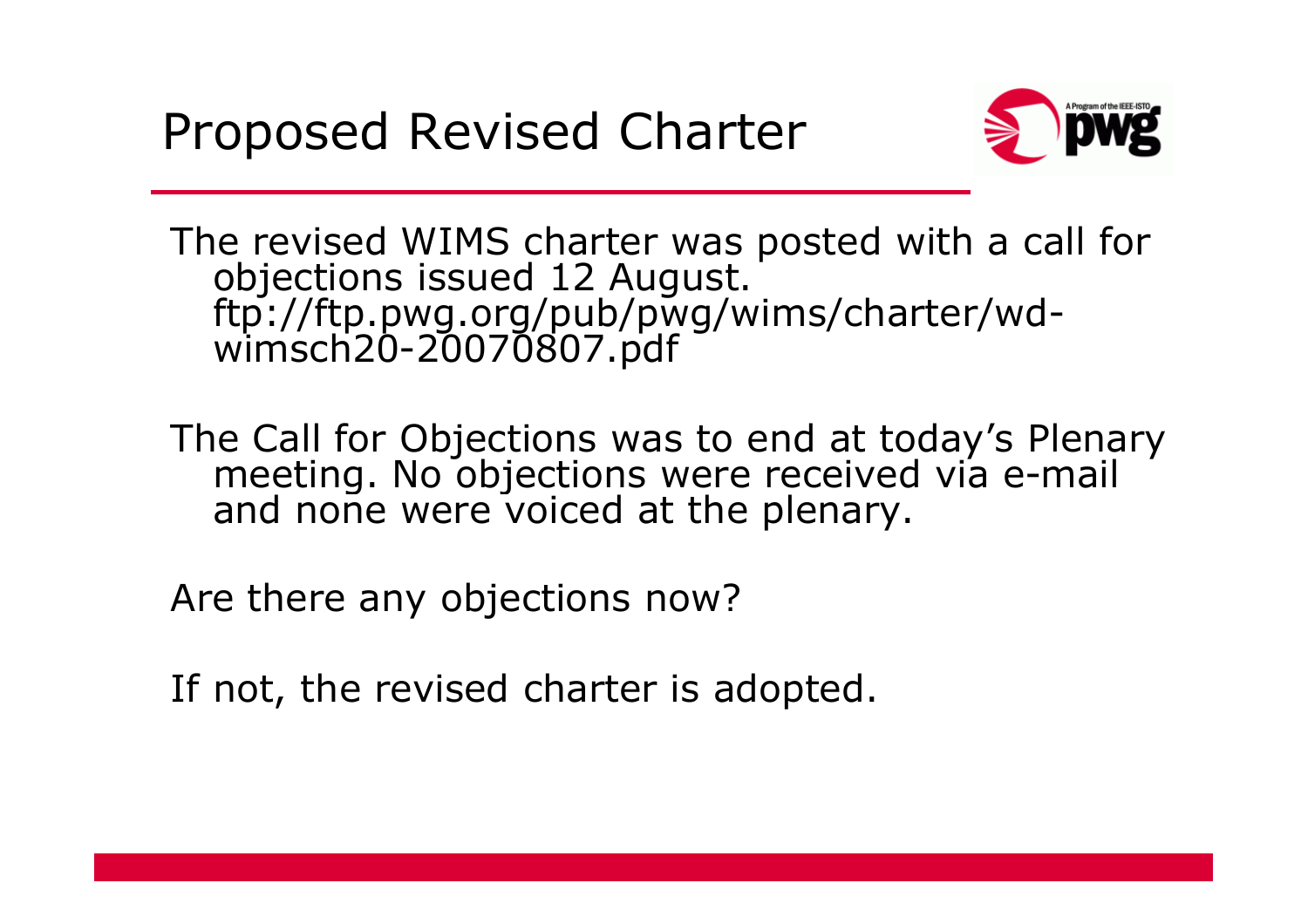# Proposed Revised Charter

The revised WIMS charter was posted with a call for objections issued 12 August. ftp://ftp.pwg.org/pub/pwg/wims/charter/wd-wimsch20-20070807.pdf

The Call for Objections was to end at today's Plenary meeting. No objections were received via e-mail and none were voiced at the plenary.

Are there any objections now?

If not, the revised charter is adopted.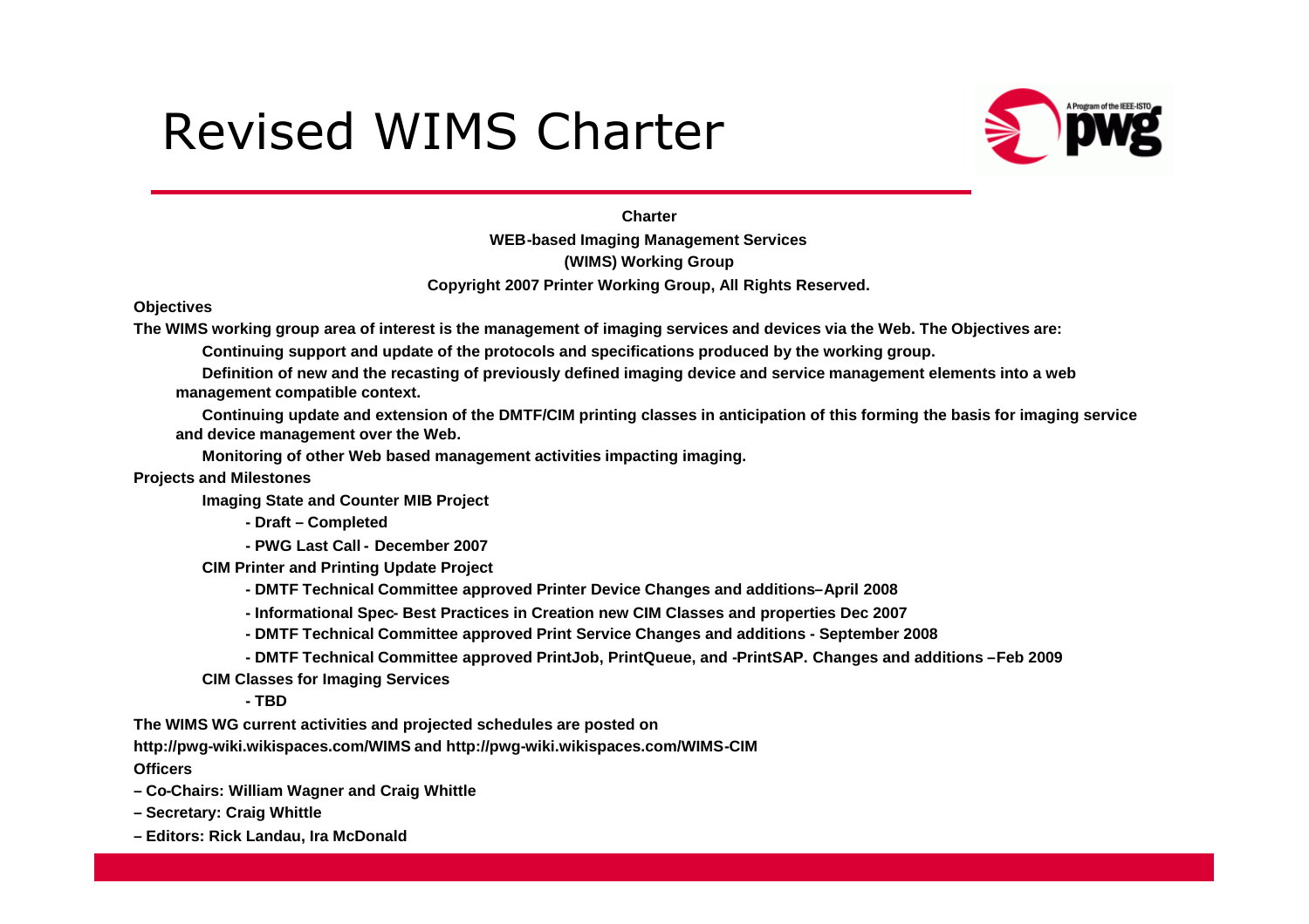# Revised WIMS Charter

**Charter**

**WEB-based Imaging Management Services**

**(WIMS) Working Group**

**Copyright 2007 Printer Working Group, All Rights Reserved.**

**Objectives**

**The WIMS working group area of interest is the management of imaging services and devices via the Web. The Objectives are:**

- **Continuing support and update of the protocols and specifications produced by the working group.**
- **Definition of new and the recasting of previously defined imaging device and service management elements into a web management compatible context.**
- **Continuing update and extension of the DMTF/CIM printing classes in anticipation of this forming the basis for imaging service and device management over the Web.**
- **Monitoring of other Web based management activities impacting imaging.**

**Projects and Milestones**

**Imaging State and Counter MIB Project**

- **Draft – Completed**
- **PWG Last Call - December 2007**

**CIM Printer and Printing Update Project**

- **DMTF Technical Committee approved Printer Device Changes and additions–April 2008**
- **Informational Spec- Best Practices in Creation new CIM Classes and properties Dec 2007**
- **DMTF Technical Committee approved Print Service Changes and additions - September 2008**
- **DMTF Technical Committee approved PrintJob, PrintQueue, and -PrintSAP. Changes and additions –Feb 2009**

**CIM Classes for Imaging Services**

- **TBD**

**The WIMS WG current activities and projected schedules are posted on**

**http://pwg-wiki.wikispaces.com/WIMS and http://pwg-wiki.wikispaces.com/WIMS-CIM**

**Officers**

**– Co-Chairs: William Wagner and Craig Whittle**

**– Secretary: Craig Whittle**

**– Editors: Rick Landau, Ira McDonald**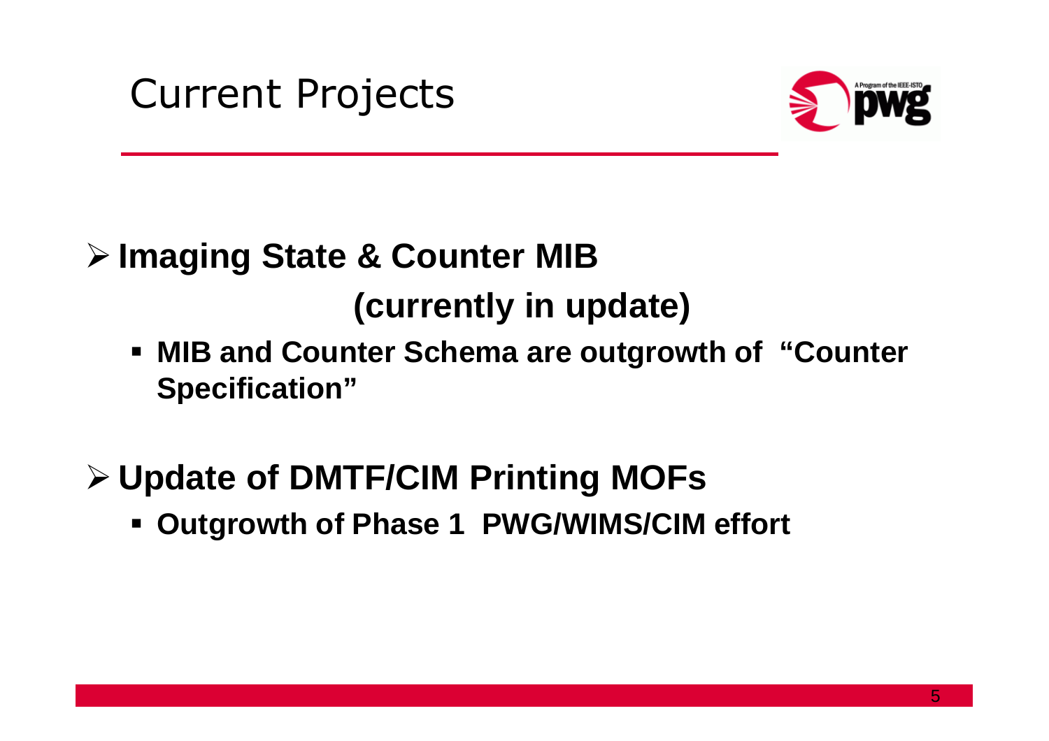# Current Projects

- **Imaging State & Counter MIB (currently in update)**
  - **MIB and Counter Schema are outgrowth of "Counter Specification"**

- **Update of DMTF/CIM Printing MOFs**
  - **Outgrowth of Phase 1 PWG/WIMS/CIM effort**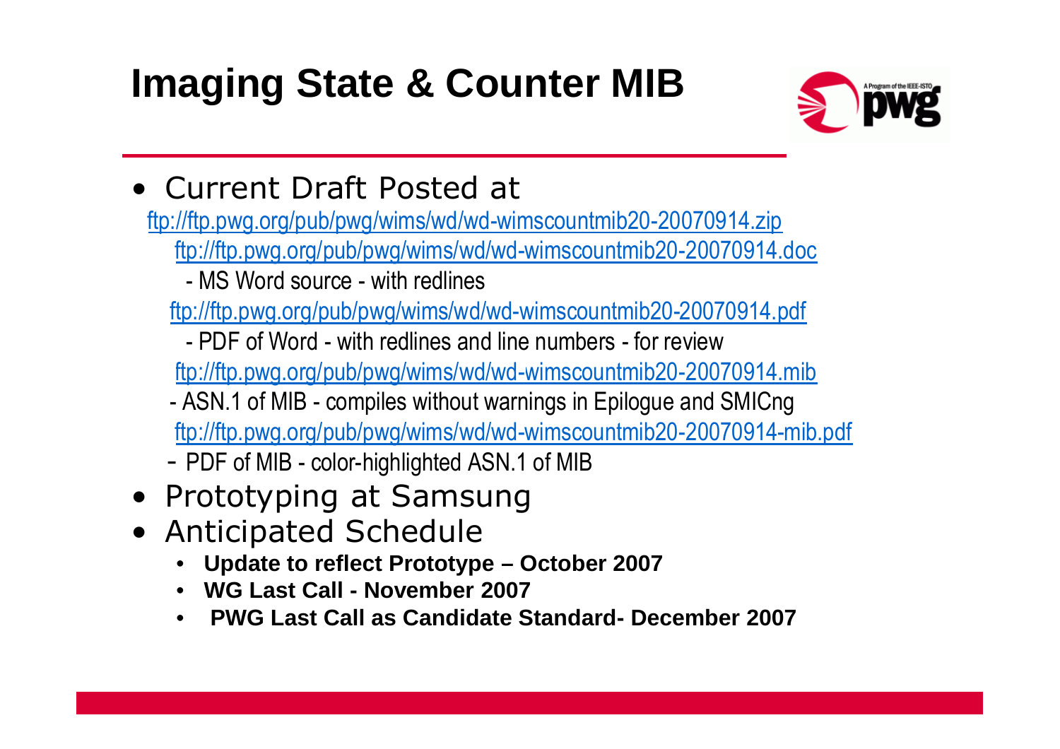# Imaging State & Counter MIB

- Current Draft Posted at

  ftp://ftp.pwg.org/pub/pwg/wims/wd/wd-wimscountmib20-20070914.zip

  ftp://ftp.pwg.org/pub/pwg/wims/wd/wd-wimscountmib20-20070914.doc

  - MS Word source - with redlines

  ftp://ftp.pwg.org/pub/pwg/wims/wd/wd-wimscountmib20-20070914.pdf

  - PDF of Word - with redlines and line numbers - for review

  ftp://ftp.pwg.org/pub/pwg/wims/wd/wd-wimscountmib20-20070914.mib

  - ASN.1 of MIB - compiles without warnings in Epilogue and SMICng

  ftp://ftp.pwg.org/pub/pwg/wims/wd/wd-wimscountmib20-20070914-mib.pdf

  - PDF of MIB - color-highlighted ASN.1 of MIB

- Prototyping at Samsung
- Anticipated Schedule
  - **Update to reflect Prototype – October 2007**
  - **WG Last Call - November 2007**
  - **PWG Last Call as Candidate Standard- December 2007**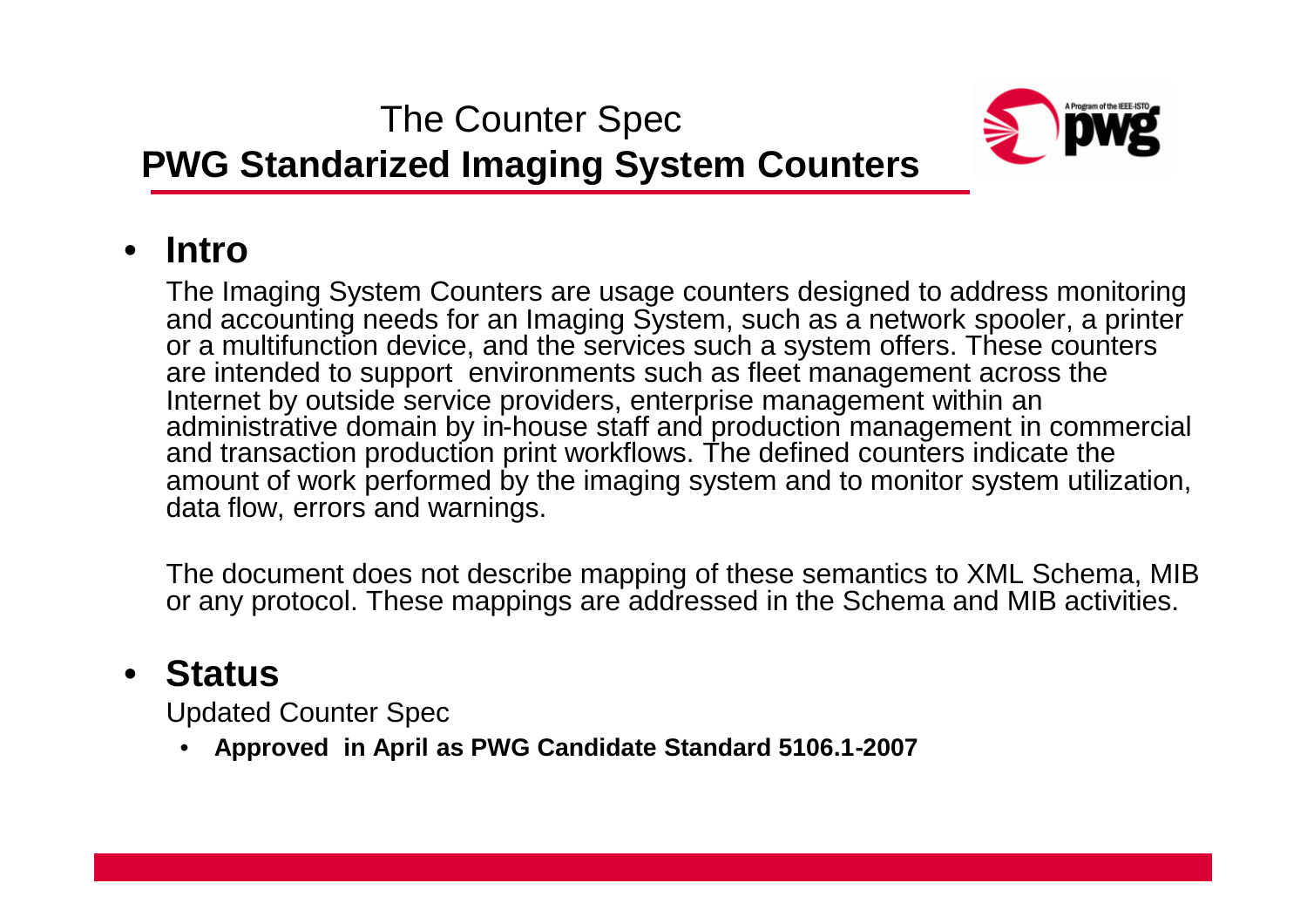# The Counter Spec
## PWG Standarized Imaging System Counters

- **Intro**

  The Imaging System Counters are usage counters designed to address monitoring and accounting needs for an Imaging System, such as a network spooler, a printer or a multifunction device, and the services such a system offers. These counters are intended to support environments such as fleet management across the Internet by outside service providers, enterprise management within an administrative domain by in-house staff and production management in commercial and transaction production print workflows. The defined counters indicate the amount of work performed by the imaging system and to monitor system utilization, data flow, errors and warnings.

  The document does not describe mapping of these semantics to XML Schema, MIB or any protocol. These mappings are addressed in the Schema and MIB activities.

- **Status**

  Updated Counter Spec

  - **Approved in April as PWG Candidate Standard 5106.1-2007**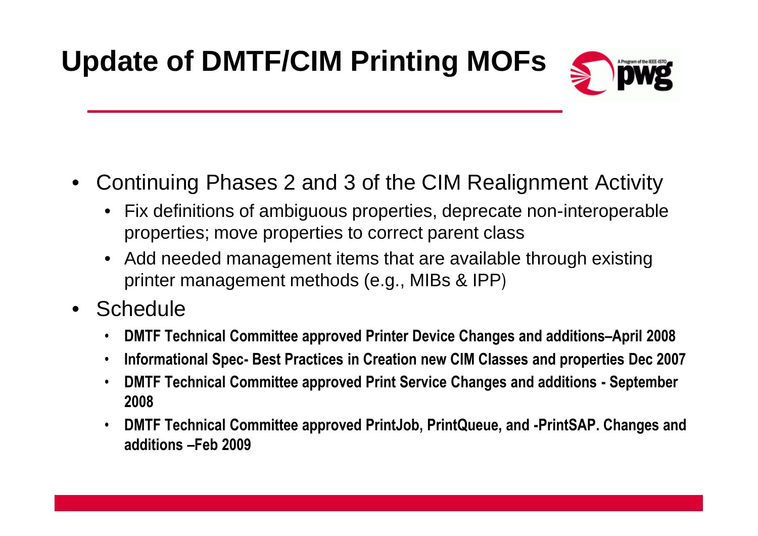# Update of DMTF/CIM Printing MOFs

- Continuing Phases 2 and 3 of the CIM Realignment Activity
  - Fix definitions of ambiguous properties, deprecate non-interoperable properties; move properties to correct parent class
  - Add needed management items that are available through existing printer management methods (e.g., MIBs & IPP)
- Schedule
  - **DMTF Technical Committee approved Printer Device Changes and additions–April 2008**
  - **Informational Spec- Best Practices in Creation new CIM Classes and properties Dec 2007**
  - **DMTF Technical Committee approved Print Service Changes and additions - September 2008**
  - **DMTF Technical Committee approved PrintJob, PrintQueue, and -PrintSAP. Changes and additions –Feb 2009**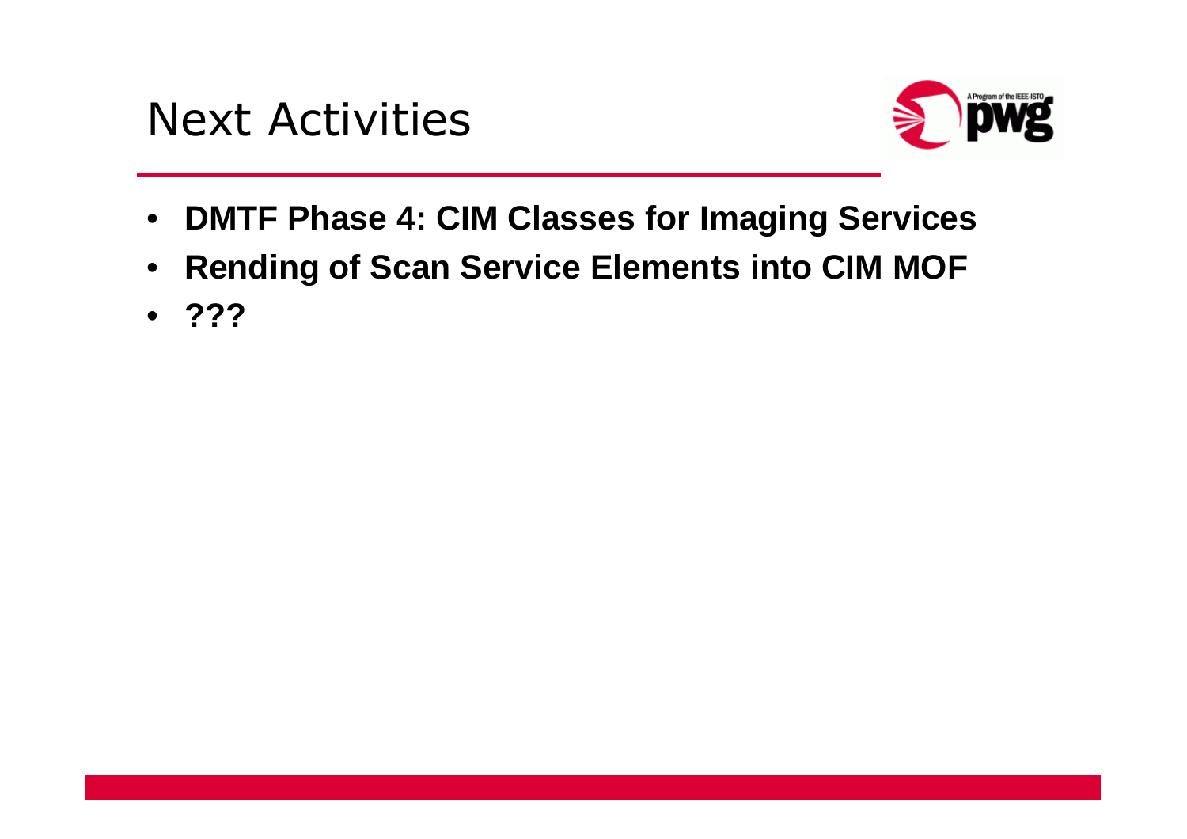# Next Activities

- **DMTF Phase 4: CIM Classes for Imaging Services**
- **Rending of Scan Service Elements into CIM MOF**
- **???**